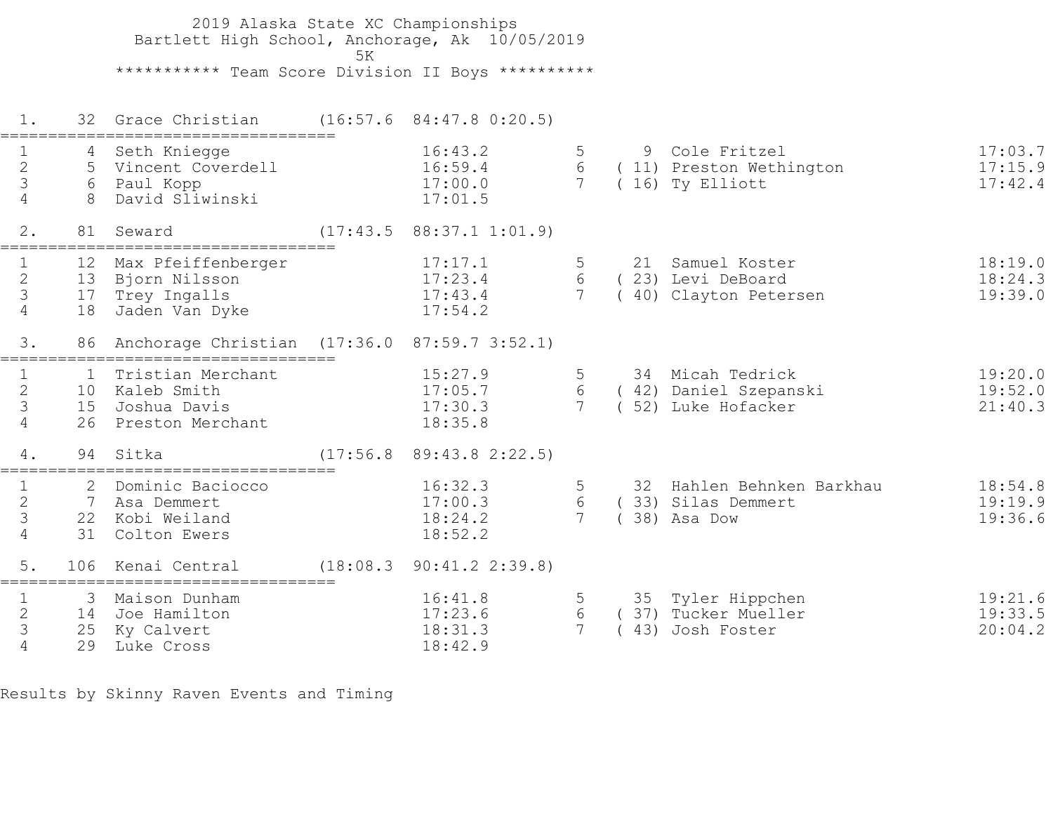# 2019 Alaska State XC Championships

Bartlett High School, Anchorage, Ak 10/05/2019

5K

## *********** Team Score Division II Boys **********

### 1. 32 Grace Christian (16:57.6 84:47.8 0:20.5)

| # | Place | Name | Time | # | Place | Name | Time |
|---|---|---|---|---|---|---|---|
| 1 | 4 | Seth Kniegge | 16:43.2 | 5 | 9 | Cole Fritzel | 17:03.7 |
| 2 | 5 | Vincent Coverdell | 16:59.4 | 6 | ( 11) | Preston Wethington | 17:15.9 |
| 3 | 6 | Paul Kopp | 17:00.0 | 7 | ( 16) | Ty Elliott | 17:42.4 |
| 4 | 8 | David Sliwinski | 17:01.5 | | | | |

### 2. 81 Seward (17:43.5 88:37.1 1:01.9)

| # | Place | Name | Time | # | Place | Name | Time |
|---|---|---|---|---|---|---|---|
| 1 | 12 | Max Pfeiffenberger | 17:17.1 | 5 | 21 | Samuel Koster | 18:19.0 |
| 2 | 13 | Bjorn Nilsson | 17:23.4 | 6 | ( 23) | Levi DeBoard | 18:24.3 |
| 3 | 17 | Trey Ingalls | 17:43.4 | 7 | ( 40) | Clayton Petersen | 19:39.0 |
| 4 | 18 | Jaden Van Dyke | 17:54.2 | | | | |

### 3. 86 Anchorage Christian (17:36.0 87:59.7 3:52.1)

| # | Place | Name | Time | # | Place | Name | Time |
|---|---|---|---|---|---|---|---|
| 1 | 1 | Tristian Merchant | 15:27.9 | 5 | 34 | Micah Tedrick | 19:20.0 |
| 2 | 10 | Kaleb Smith | 17:05.7 | 6 | ( 42) | Daniel Szepanski | 19:52.0 |
| 3 | 15 | Joshua Davis | 17:30.3 | 7 | ( 52) | Luke Hofacker | 21:40.3 |
| 4 | 26 | Preston Merchant | 18:35.8 | | | | |

### 4. 94 Sitka (17:56.8 89:43.8 2:22.5)

| # | Place | Name | Time | # | Place | Name | Time |
|---|---|---|---|---|---|---|---|
| 1 | 2 | Dominic Baciocco | 16:32.3 | 5 | 32 | Hahlen Behnken Barkhau | 18:54.8 |
| 2 | 7 | Asa Demmert | 17:00.3 | 6 | ( 33) | Silas Demmert | 19:19.9 |
| 3 | 22 | Kobi Weiland | 18:24.2 | 7 | ( 38) | Asa Dow | 19:36.6 |
| 4 | 31 | Colton Ewers | 18:52.2 | | | | |

### 5. 106 Kenai Central (18:08.3 90:41.2 2:39.8)

| # | Place | Name | Time | # | Place | Name | Time |
|---|---|---|---|---|---|---|---|
| 1 | 3 | Maison Dunham | 16:41.8 | 5 | 35 | Tyler Hippchen | 19:21.6 |
| 2 | 14 | Joe Hamilton | 17:23.6 | 6 | ( 37) | Tucker Mueller | 19:33.5 |
| 3 | 25 | Ky Calvert | 18:31.3 | 7 | ( 43) | Josh Foster | 20:04.2 |
| 4 | 29 | Luke Cross | 18:42.9 | | | | |

Results by Skinny Raven Events and Timing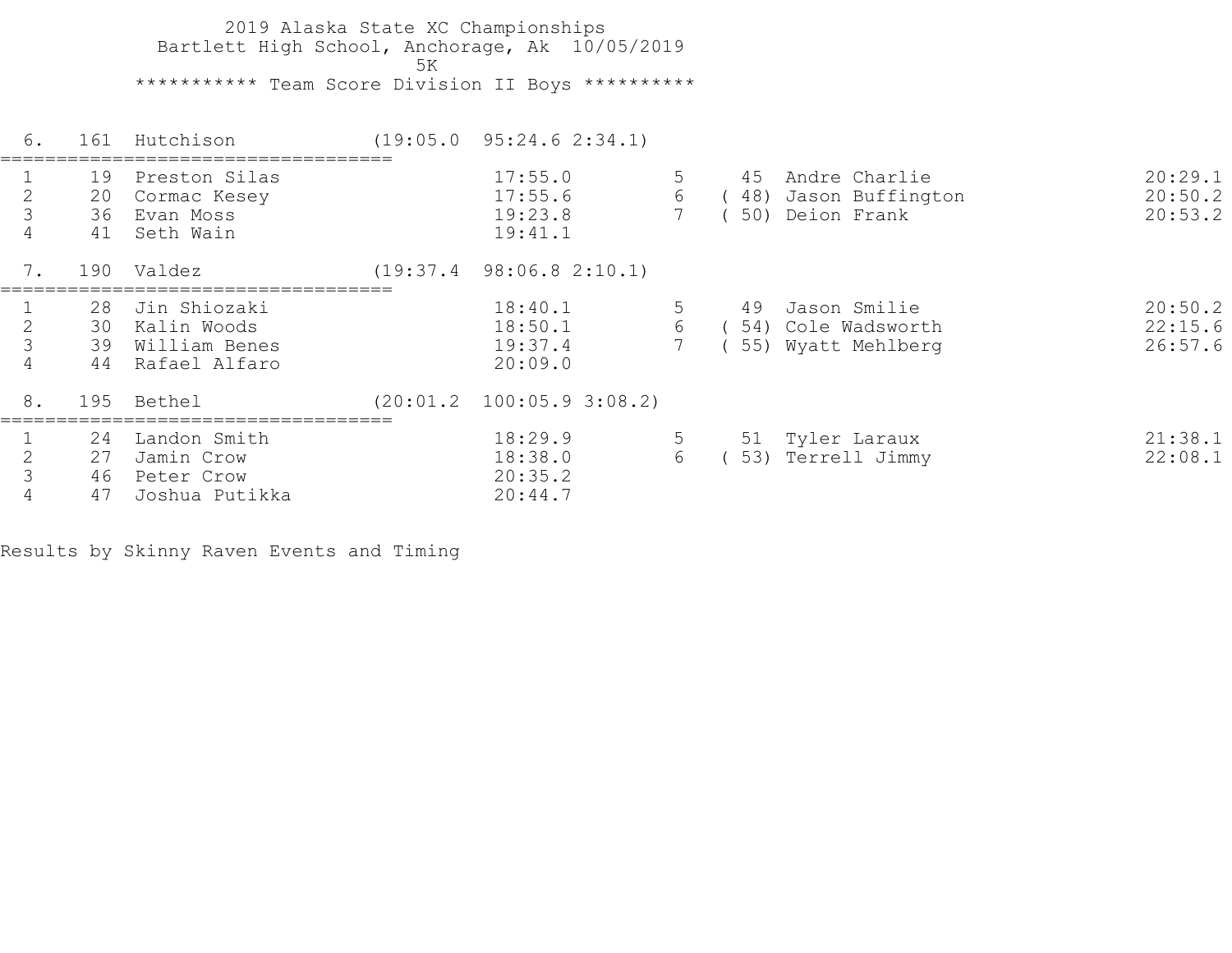2019 Alaska State XC Championships
Bartlett High School, Anchorage, Ak 10/05/2019
5K

*********** Team Score Division II Boys **********

```
  6.   161  Hutchison            (19:05.0  95:24.6 2:34.1)
====================================
  1     19  Preston Silas                  17:55.0         5     45  Andre Charlie                   20:29.1
  2     20  Cormac Kesey                   17:55.6         6   ( 48) Jason Buffington                20:50.2
  3     36  Evan Moss                      19:23.8         7   ( 50) Deion Frank                     20:53.2
  4     41  Seth Wain                      19:41.1

  7.   190  Valdez               (19:37.4  98:06.8 2:10.1)
====================================
  1     28  Jin Shiozaki                   18:40.1         5     49  Jason Smilie                    20:50.2
  2     30  Kalin Woods                    18:50.1         6   ( 54) Cole Wadsworth                  22:15.6
  3     39  William Benes                  19:37.4         7   ( 55) Wyatt Mehlberg                  26:57.6
  4     44  Rafael Alfaro                  20:09.0

  8.   195  Bethel               (20:01.2  100:05.9 3:08.2)
====================================
  1     24  Landon Smith                   18:29.9         5     51  Tyler Laraux                    21:38.1
  2     27  Jamin Crow                     18:38.0         6   ( 53) Terrell Jimmy                   22:08.1
  3     46  Peter Crow                     20:35.2
  4     47  Joshua Putikka                 20:44.7
```

Results by Skinny Raven Events and Timing